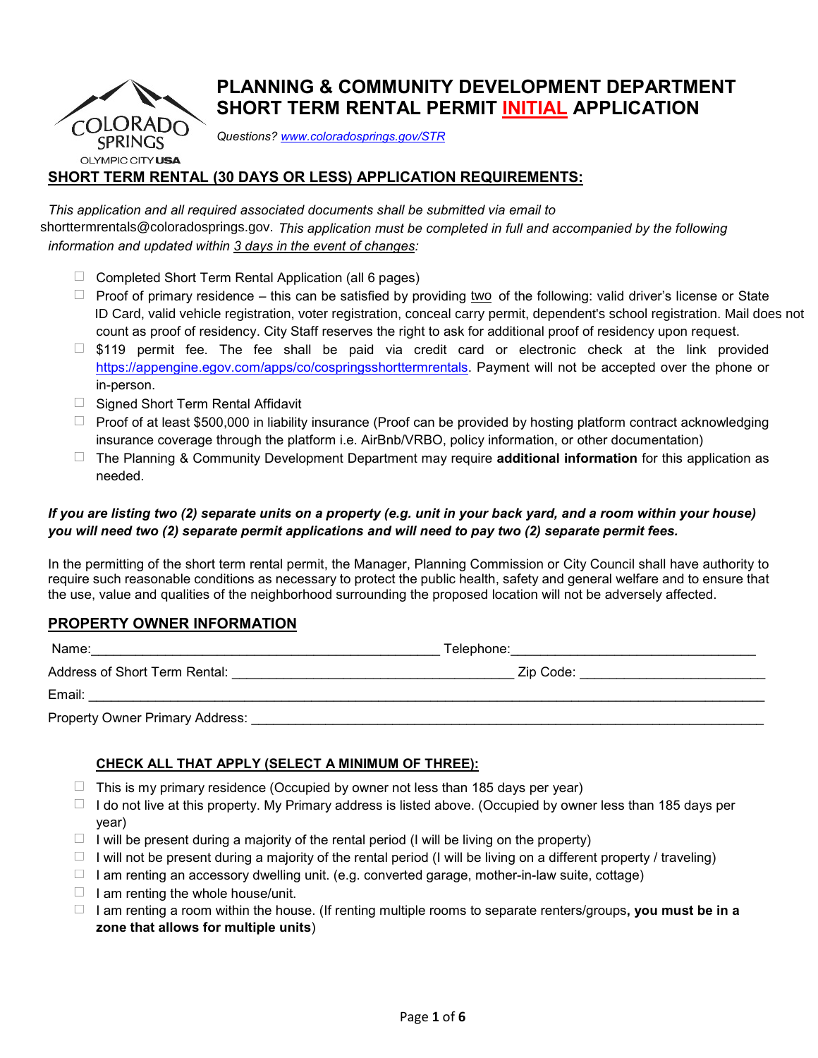# PLANNING & COMMUNITY DEVELOPMENT DEPARTMENT
# SHORT TERM RENTAL PERMIT INITIAL APPLICATION

*Questions? [www.coloradosprings.gov/STR](www.coloradosprings.gov/STR)*

## SHORT TERM RENTAL (30 DAYS OR LESS) APPLICATION REQUIREMENTS:

*This application and all required associated documents shall be submitted via email to* shorttermrentals@coloradosprings.gov. *This application must be completed in full and accompanied by the following information and updated within 3 days in the event of changes:*

- ☐ Completed Short Term Rental Application (all 6 pages)
- ☐ Proof of primary residence – this can be satisfied by providing two of the following: valid driver's license or State ID Card, valid vehicle registration, voter registration, conceal carry permit, dependent's school registration. Mail does not count as proof of residency. City Staff reserves the right to ask for additional proof of residency upon request.
- ☐ $119 permit fee. The fee shall be paid via credit card or electronic check at the link provided https://appengine.egov.com/apps/co/cospringsshorttermrentals. Payment will not be accepted over the phone or in-person.
- ☐ Signed Short Term Rental Affidavit
- ☐ Proof of at least $500,000 in liability insurance (Proof can be provided by hosting platform contract acknowledging insurance coverage through the platform i.e. AirBnb/VRBO, policy information, or other documentation)
- ☐ The Planning & Community Development Department may require **additional information** for this application as needed.

***If you are listing two (2) separate units on a property (e.g. unit in your back yard, and a room within your house) you will need two (2) separate permit applications and will need to pay two (2) separate permit fees.***

In the permitting of the short term rental permit, the Manager, Planning Commission or City Council shall have authority to require such reasonable conditions as necessary to protect the public health, safety and general welfare and to ensure that the use, value and qualities of the neighborhood surrounding the proposed location will not be adversely affected.

## PROPERTY OWNER INFORMATION

Name:_______________________________________________ Telephone:________________________________

Address of Short Term Rental: ______________________________________ Zip Code: ________________________

Email: ___________________________________________________________________________________________

Property Owner Primary Address: ____________________________________________________________________

### CHECK ALL THAT APPLY (SELECT A MINIMUM OF THREE):

- ☐ This is my primary residence (Occupied by owner not less than 185 days per year)
- ☐ I do not live at this property. My Primary address is listed above. (Occupied by owner less than 185 days per year)
- ☐ I will be present during a majority of the rental period (I will be living on the property)
- ☐ I will not be present during a majority of the rental period (I will be living on a different property / traveling)
- ☐ I am renting an accessory dwelling unit. (e.g. converted garage, mother-in-law suite, cottage)
- ☐ I am renting the whole house/unit.
- ☐ I am renting a room within the house. (If renting multiple rooms to separate renters/groups**, you must be in a zone that allows for multiple units**)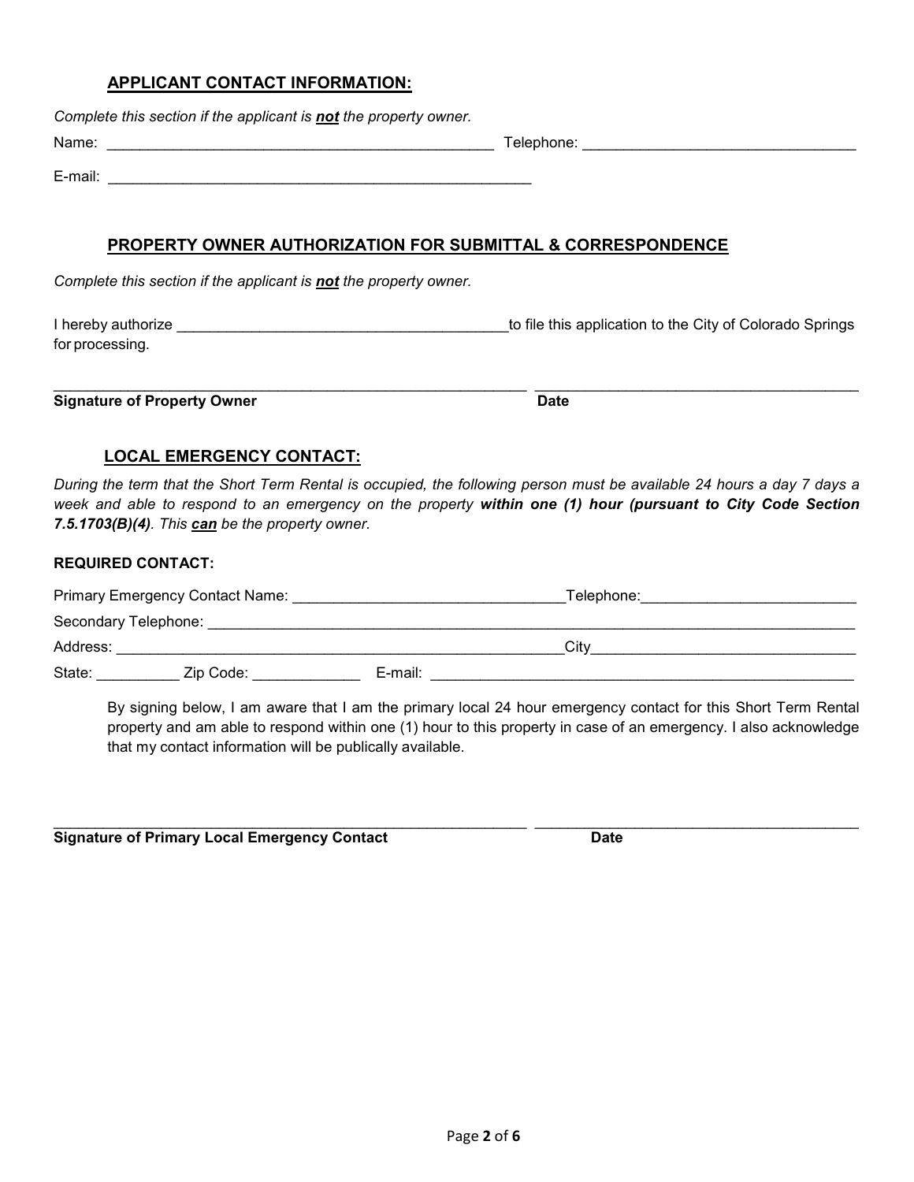## APPLICANT CONTACT INFORMATION:

*Complete this section if the applicant is **not** the property owner.*

Name: ______________________________________________ Telephone: ________________________________

E-mail: __________________________________________________

## PROPERTY OWNER AUTHORIZATION FOR SUBMITTAL & CORRESPONDENCE

*Complete this section if the applicant is **not** the property owner.*

I hereby authorize ________________________________________to file this application to the City of Colorado Springs for processing.

_________________________________________________________ ______________________________________

**Signature of Property Owner** **Date**

## LOCAL EMERGENCY CONTACT:

*During the term that the Short Term Rental is occupied, the following person must be available 24 hours a day 7 days a week and able to respond to an emergency on the property **within one (1) hour (pursuant to City Code Section 7.5.1703(B)(4)**. This **can** be the property owner.*

**REQUIRED CONTACT:**

Primary Emergency Contact Name: ________________________________Telephone:__________________________

Secondary Telephone: ________________________________________________________________________________

Address: ____________________________________________________City________________________________

State: __________ Zip Code: _____________ E-mail: ____________________________________________________

By signing below, I am aware that I am the primary local 24 hour emergency contact for this Short Term Rental property and am able to respond within one (1) hour to this property in case of an emergency. I also acknowledge that my contact information will be publically available.

_________________________________________________________ ______________________________________

**Signature of Primary Local Emergency Contact** **Date**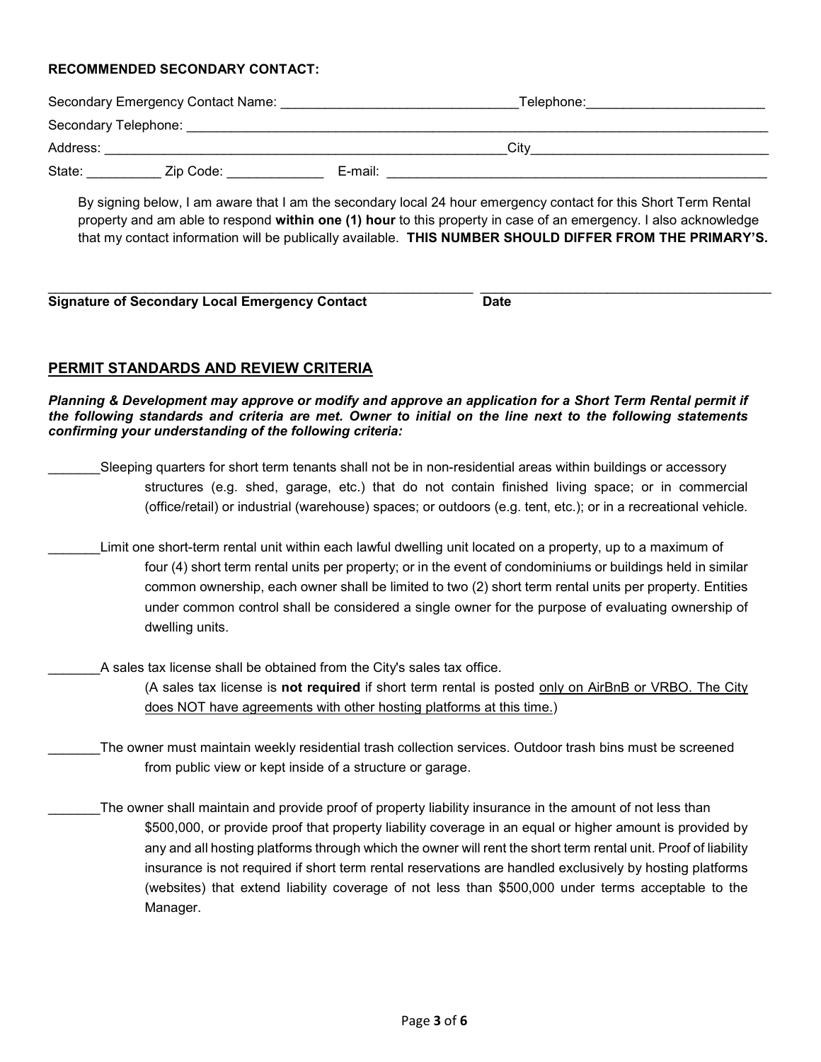**RECOMMENDED SECONDARY CONTACT:**

Secondary Emergency Contact Name: ________________________________Telephone:________________________

Secondary Telephone: ___________________________________________________________________________________

Address: _______________________________________________________City________________________________

State: __________ Zip Code: _____________ E-mail: ______________________________________________________

By signing below, I am aware that I am the secondary local 24 hour emergency contact for this Short Term Rental property and am able to respond **within one (1) hour** to this property in case of an emergency. I also acknowledge that my contact information will be publically available. **THIS NUMBER SHOULD DIFFER FROM THE PRIMARY'S.**

___________________________________________________________ _______________________________________

**Signature of Secondary Local Emergency Contact** **Date**

## PERMIT STANDARDS AND REVIEW CRITERIA

***Planning & Development may approve or modify and approve an application for a Short Term Rental permit if the following standards and criteria are met. Owner to initial on the line next to the following statements confirming your understanding of the following criteria:***

_______Sleeping quarters for short term tenants shall not be in non-residential areas within buildings or accessory structures (e.g. shed, garage, etc.) that do not contain finished living space; or in commercial (office/retail) or industrial (warehouse) spaces; or outdoors (e.g. tent, etc.); or in a recreational vehicle.

_______Limit one short-term rental unit within each lawful dwelling unit located on a property, up to a maximum of four (4) short term rental units per property; or in the event of condominiums or buildings held in similar common ownership, each owner shall be limited to two (2) short term rental units per property. Entities under common control shall be considered a single owner for the purpose of evaluating ownership of dwelling units.

_______A sales tax license shall be obtained from the City's sales tax office.
(A sales tax license is **not required** if short term rental is posted only on AirBnB or VRBO. The City does NOT have agreements with other hosting platforms at this time.)

_______The owner must maintain weekly residential trash collection services. Outdoor trash bins must be screened from public view or kept inside of a structure or garage.

_______The owner shall maintain and provide proof of property liability insurance in the amount of not less than $500,000, or provide proof that property liability coverage in an equal or higher amount is provided by any and all hosting platforms through which the owner will rent the short term rental unit. Proof of liability insurance is not required if short term rental reservations are handled exclusively by hosting platforms (websites) that extend liability coverage of not less than $500,000 under terms acceptable to the Manager.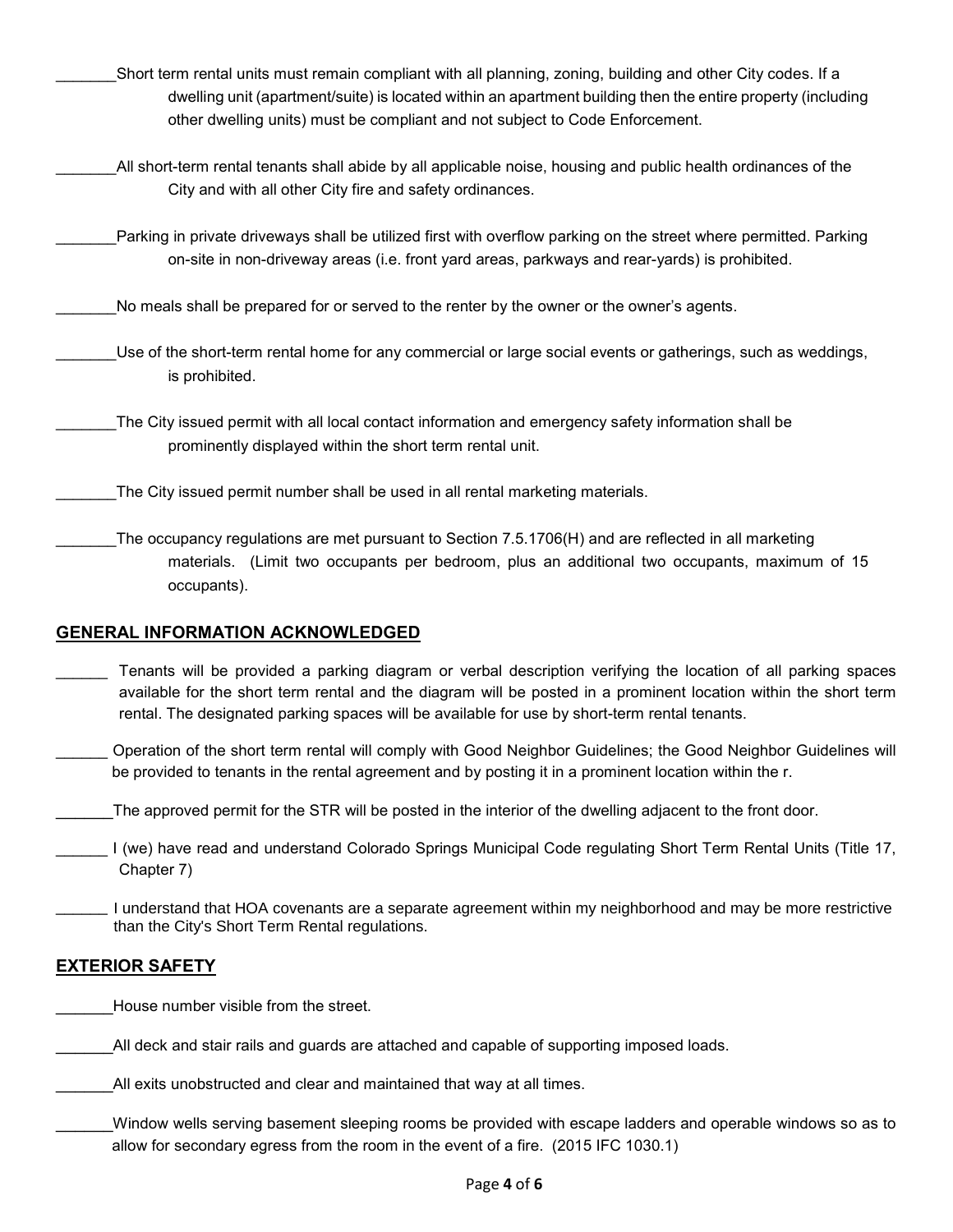_______Short term rental units must remain compliant with all planning, zoning, building and other City codes. If a dwelling unit (apartment/suite) is located within an apartment building then the entire property (including other dwelling units) must be compliant and not subject to Code Enforcement.

_______All short-term rental tenants shall abide by all applicable noise, housing and public health ordinances of the City and with all other City fire and safety ordinances.

_______Parking in private driveways shall be utilized first with overflow parking on the street where permitted. Parking on-site in non-driveway areas (i.e. front yard areas, parkways and rear-yards) is prohibited.

_______No meals shall be prepared for or served to the renter by the owner or the owner's agents.

_______Use of the short-term rental home for any commercial or large social events or gatherings, such as weddings, is prohibited.

_______The City issued permit with all local contact information and emergency safety information shall be prominently displayed within the short term rental unit.

_______The City issued permit number shall be used in all rental marketing materials.

_______The occupancy regulations are met pursuant to Section 7.5.1706(H) and are reflected in all marketing materials. (Limit two occupants per bedroom, plus an additional two occupants, maximum of 15 occupants).

## GENERAL INFORMATION ACKNOWLEDGED

______ Tenants will be provided a parking diagram or verbal description verifying the location of all parking spaces available for the short term rental and the diagram will be posted in a prominent location within the short term rental. The designated parking spaces will be available for use by short-term rental tenants.

______ Operation of the short term rental will comply with Good Neighbor Guidelines; the Good Neighbor Guidelines will be provided to tenants in the rental agreement and by posting it in a prominent location within the r.

______The approved permit for the STR will be posted in the interior of the dwelling adjacent to the front door.

______ I (we) have read and understand Colorado Springs Municipal Code regulating Short Term Rental Units (Title 17, Chapter 7)

______ I understand that HOA covenants are a separate agreement within my neighborhood and may be more restrictive than the City's Short Term Rental regulations.

## EXTERIOR SAFETY

_______House number visible from the street.

_______All deck and stair rails and guards are attached and capable of supporting imposed loads.

_______All exits unobstructed and clear and maintained that way at all times.

_______Window wells serving basement sleeping rooms be provided with escape ladders and operable windows so as to allow for secondary egress from the room in the event of a fire. (2015 IFC 1030.1)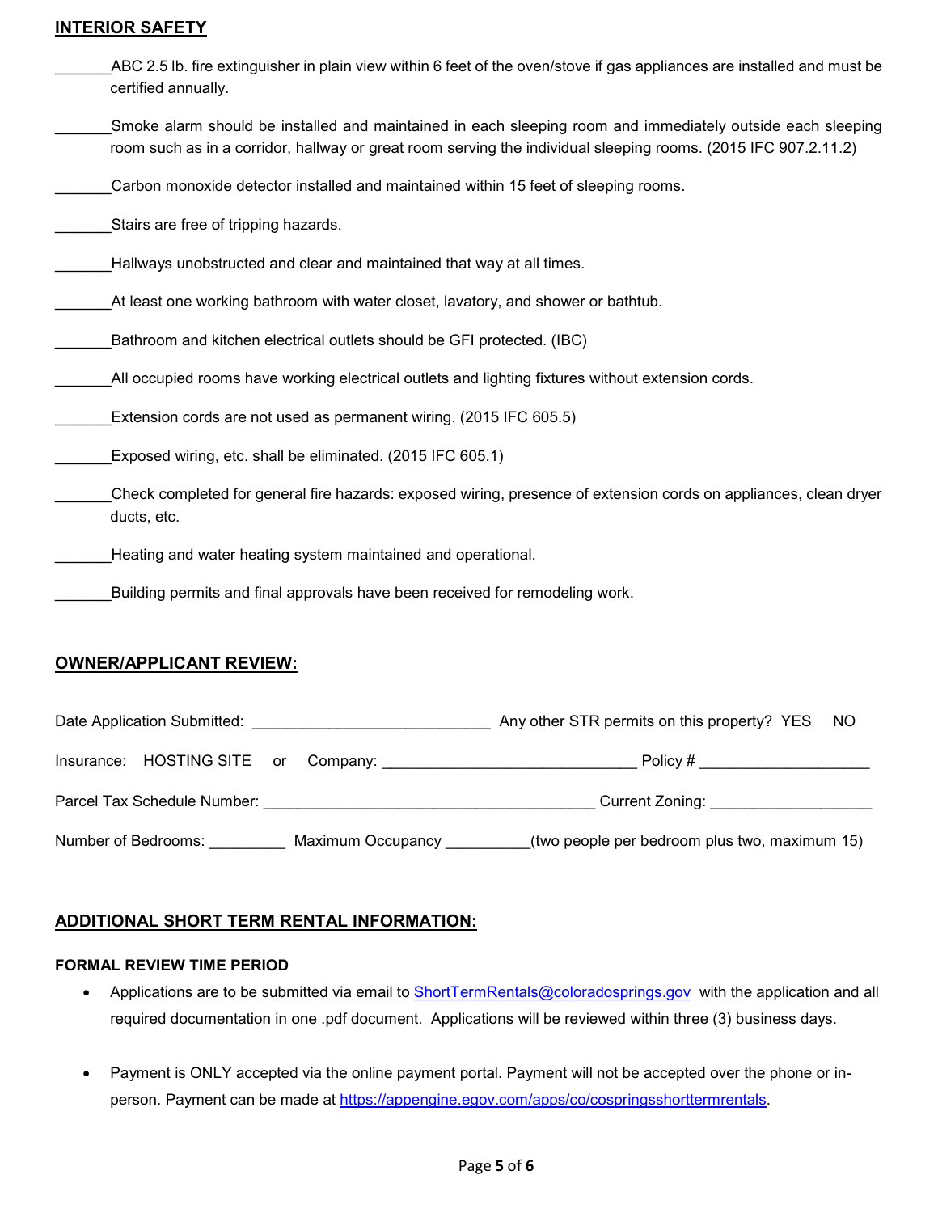## INTERIOR SAFETY

_______ABC 2.5 lb. fire extinguisher in plain view within 6 feet of the oven/stove if gas appliances are installed and must be certified annually.

_______Smoke alarm should be installed and maintained in each sleeping room and immediately outside each sleeping room such as in a corridor, hallway or great room serving the individual sleeping rooms. (2015 IFC 907.2.11.2)

_______Carbon monoxide detector installed and maintained within 15 feet of sleeping rooms.

_______Stairs are free of tripping hazards.

_______Hallways unobstructed and clear and maintained that way at all times.

_______At least one working bathroom with water closet, lavatory, and shower or bathtub.

_______Bathroom and kitchen electrical outlets should be GFI protected. (IBC)

_______All occupied rooms have working electrical outlets and lighting fixtures without extension cords.

_______Extension cords are not used as permanent wiring. (2015 IFC 605.5)

_______Exposed wiring, etc. shall be eliminated. (2015 IFC 605.1)

_______Check completed for general fire hazards: exposed wiring, presence of extension cords on appliances, clean dryer ducts, etc.

_______Heating and water heating system maintained and operational.

_______Building permits and final approvals have been received for remodeling work.

## OWNER/APPLICANT REVIEW:

Date Application Submitted: ____________________________ Any other STR permits on this property? YES NO

Insurance: HOSTING SITE or Company: ______________________________ Policy # ____________________

Parcel Tax Schedule Number: _______________________________________ Current Zoning: ___________________

Number of Bedrooms: _________ Maximum Occupancy __________(two people per bedroom plus two, maximum 15)

## ADDITIONAL SHORT TERM RENTAL INFORMATION:

### FORMAL REVIEW TIME PERIOD

- Applications are to be submitted via email to ShortTermRentals@coloradosprings.gov with the application and all required documentation in one .pdf document. Applications will be reviewed within three (3) business days.
- Payment is ONLY accepted via the online payment portal. Payment will not be accepted over the phone or in-person. Payment can be made at https://appengine.egov.com/apps/co/cospringsshorttermrentals.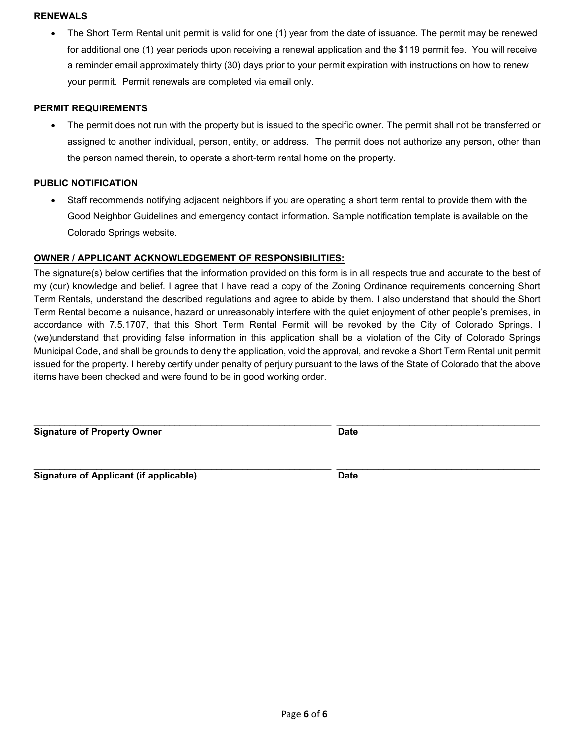### RENEWALS

- The Short Term Rental unit permit is valid for one (1) year from the date of issuance. The permit may be renewed for additional one (1) year periods upon receiving a renewal application and the $119 permit fee. You will receive a reminder email approximately thirty (30) days prior to your permit expiration with instructions on how to renew your permit. Permit renewals are completed via email only.

### PERMIT REQUIREMENTS

- The permit does not run with the property but is issued to the specific owner. The permit shall not be transferred or assigned to another individual, person, entity, or address. The permit does not authorize any person, other than the person named therein, to operate a short-term rental home on the property.

### PUBLIC NOTIFICATION

- Staff recommends notifying adjacent neighbors if you are operating a short term rental to provide them with the Good Neighbor Guidelines and emergency contact information. Sample notification template is available on the Colorado Springs website.

### OWNER / APPLICANT ACKNOWLEDGEMENT OF RESPONSIBILITIES:

The signature(s) below certifies that the information provided on this form is in all respects true and accurate to the best of my (our) knowledge and belief. I agree that I have read a copy of the Zoning Ordinance requirements concerning Short Term Rentals, understand the described regulations and agree to abide by them. I also understand that should the Short Term Rental become a nuisance, hazard or unreasonably interfere with the quiet enjoyment of other people's premises, in accordance with 7.5.1707, that this Short Term Rental Permit will be revoked by the City of Colorado Springs. I (we)understand that providing false information in this application shall be a violation of the City of Colorado Springs Municipal Code, and shall be grounds to deny the application, void the approval, and revoke a Short Term Rental unit permit issued for the property. I hereby certify under penalty of perjury pursuant to the laws of the State of Colorado that the above items have been checked and were found to be in good working order.

_______________________________________________ _______________________________

**Signature of Property Owner** **Date**

_______________________________________________ _______________________________

**Signature of Applicant (if applicable)** **Date**